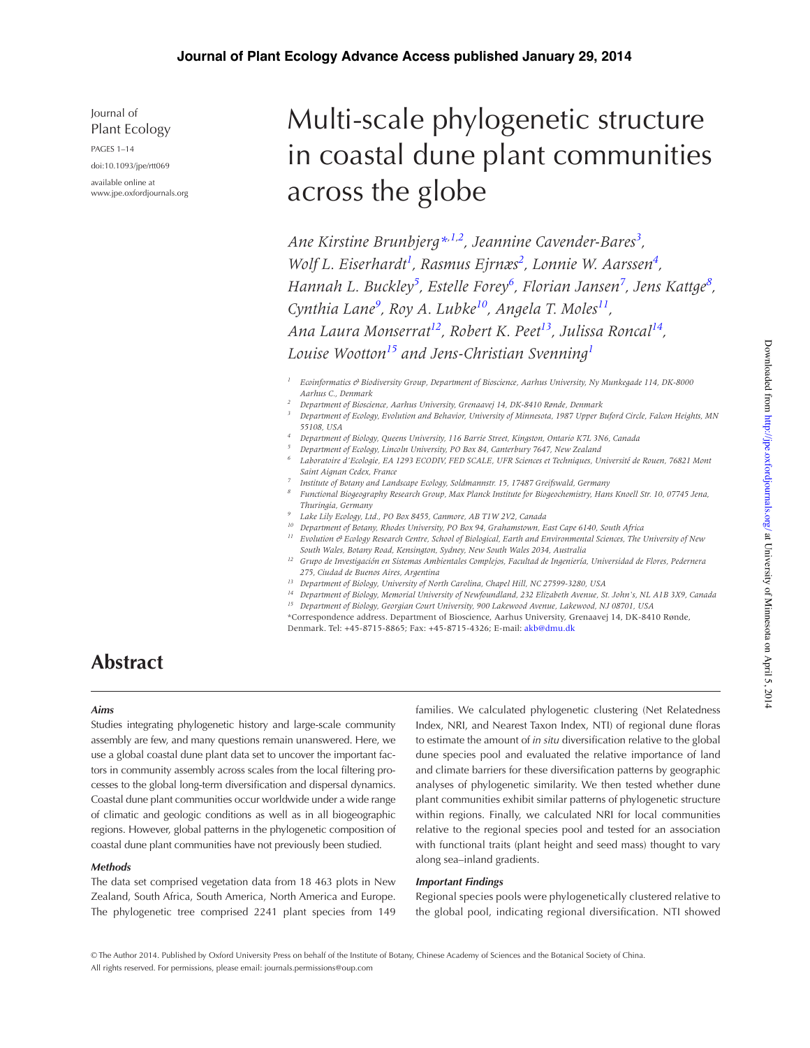Journal of Plant Ecology

PAGES 1–14

doi:10.1093/jpe/rtt069

available online at www.jpe.oxfordjournals.org

# Multi-scale phylogenetic structure in coastal dune plant communities across the globe

*Ane Kirstine Brunbjerg*[*,1,2], *Jeannine Cavender-Bares*[3], *Wolf L. Eiserhardt*[1], *Rasmus Ejrnæs*[2], *Lonnie W. Aarssen*[4], *Hannah L. Buckley*[5], *Estelle Forey*[6], *Florian Jansen*[7], *Jens Kattge*[8], *Cynthia Lane*[9], *Roy A. Lubke*[10], *Angela T. Moles*[11], *Ana Laura Monserrat*[12], *Robert K. Peet*[13], *Julissa Roncal*[14], *Louise Wootton*[15] and *Jens-Christian Svenning*[1]

[1] *Ecoinformatics & Biodiversity Group, Department of Bioscience, Aarhus University, Ny Munkegade 114, DK-8000 Aarhus C., Denmark*

[2] *Department of Bioscience, Aarhus University, Grenaavej 14, DK-8410 Rønde, Denmark*

[3] *Department of Ecology, Evolution and Behavior, University of Minnesota, 1987 Upper Buford Circle, Falcon Heights, MN 55108, USA*

[4] *Department of Biology, Queens University, 116 Barrie Street, Kingston, Ontario K7L 3N6, Canada*

[5] *Department of Ecology, Lincoln University, PO Box 84, Canterbury 7647, New Zealand*

[6] *Laboratoire d'Ecologie, EA 1293 ECODIV, FED SCALE, UFR Sciences et Techniques, Université de Rouen, 76821 Mont Saint Aignan Cedex, France*

[7] *Institute of Botany and Landscape Ecology, Soldmannstr. 15, 17487 Greifswald, Germany*

[8] *Functional Biogeography Research Group, Max Planck Institute for Biogeochemistry, Hans Knoell Str. 10, 07745 Jena, Thuringia, Germany*

[9] *Lake Lily Ecology, Ltd., PO Box 8455, Canmore, AB T1W 2V2, Canada*

[10] *Department of Botany, Rhodes University, PO Box 94, Grahamstown, East Cape 6140, South Africa*

[11] *Evolution & Ecology Research Centre, School of Biological, Earth and Environmental Sciences, The University of New South Wales, Botany Road, Kensington, Sydney, New South Wales 2034, Australia*

[12] *Grupo de Investigación en Sistemas Ambientales Complejos, Facultad de Ingeniería, Universidad de Flores, Pedernera 275, Ciudad de Buenos Aires, Argentina*

[13] *Department of Biology, University of North Carolina, Chapel Hill, NC 27599-3280, USA*

[14] *Department of Biology, Memorial University of Newfoundland, 232 Elizabeth Avenue, St. John's, NL A1B 3X9, Canada*

[15] *Department of Biology, Georgian Court University, 900 Lakewood Avenue, Lakewood, NJ 08701, USA*

*Correspondence address. Department of Bioscience, Aarhus University, Grenaavej 14, DK-8410 Rønde, Denmark. Tel: +45-8715-8865; Fax: +45-8715-4326; E-mail: akb@dmu.dk

## Abstract

### *Aims*

Studies integrating phylogenetic history and large-scale community assembly are few, and many questions remain unanswered. Here, we use a global coastal dune plant data set to uncover the important factors in community assembly across scales from the local filtering processes to the global long-term diversification and dispersal dynamics. Coastal dune plant communities occur worldwide under a wide range of climatic and geologic conditions as well as in all biogeographic regions. However, global patterns in the phylogenetic composition of coastal dune plant communities have not previously been studied.

### *Methods*

The data set comprised vegetation data from 18 463 plots in New Zealand, South Africa, South America, North America and Europe. The phylogenetic tree comprised 2241 plant species from 149 families. We calculated phylogenetic clustering (Net Relatedness Index, NRI, and Nearest Taxon Index, NTI) of regional dune floras to estimate the amount of *in situ* diversification relative to the global dune species pool and evaluated the relative importance of land and climate barriers for these diversification patterns by geographic analyses of phylogenetic similarity. We then tested whether dune plant communities exhibit similar patterns of phylogenetic structure within regions. Finally, we calculated NRI for local communities relative to the regional species pool and tested for an association with functional traits (plant height and seed mass) thought to vary along sea–inland gradients.

### *Important Findings*

Regional species pools were phylogenetically clustered relative to the global pool, indicating regional diversification. NTI showed

© The Author 2014. Published by Oxford University Press on behalf of the Institute of Botany, Chinese Academy of Sciences and the Botanical Society of China. All rights reserved. For permissions, please email: journals.permissions@oup.com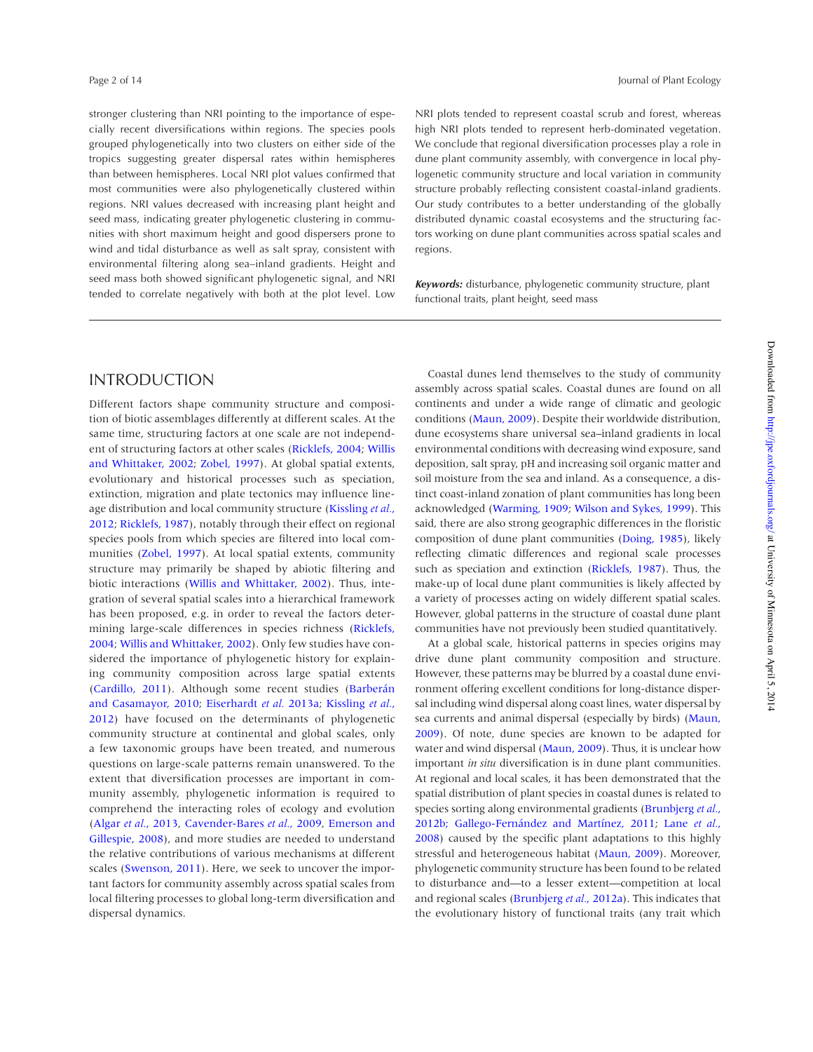stronger clustering than NRI pointing to the importance of especially recent diversifications within regions. The species pools grouped phylogenetically into two clusters on either side of the tropics suggesting greater dispersal rates within hemispheres than between hemispheres. Local NRI plot values confirmed that most communities were also phylogenetically clustered within regions. NRI values decreased with increasing plant height and seed mass, indicating greater phylogenetic clustering in communities with short maximum height and good dispersers prone to wind and tidal disturbance as well as salt spray, consistent with environmental filtering along sea–inland gradients. Height and seed mass both showed significant phylogenetic signal, and NRI tended to correlate negatively with both at the plot level. Low NRI plots tended to represent coastal scrub and forest, whereas high NRI plots tended to represent herb-dominated vegetation. We conclude that regional diversification processes play a role in dune plant community assembly, with convergence in local phylogenetic community structure and local variation in community structure probably reflecting consistent coastal-inland gradients. Our study contributes to a better understanding of the globally distributed dynamic coastal ecosystems and the structuring factors working on dune plant communities across spatial scales and regions.

***Keywords:*** disturbance, phylogenetic community structure, plant functional traits, plant height, seed mass

## INTRODUCTION

Different factors shape community structure and composition of biotic assemblages differently at different scales. At the same time, structuring factors at one scale are not independent of structuring factors at other scales (Ricklefs, 2004; Willis and Whittaker, 2002; Zobel, 1997). At global spatial extents, evolutionary and historical processes such as speciation, extinction, migration and plate tectonics may influence lineage distribution and local community structure (Kissling *et al.*, 2012; Ricklefs, 1987), notably through their effect on regional species pools from which species are filtered into local communities (Zobel, 1997). At local spatial extents, community structure may primarily be shaped by abiotic filtering and biotic interactions (Willis and Whittaker, 2002). Thus, integration of several spatial scales into a hierarchical framework has been proposed, e.g. in order to reveal the factors determining large-scale differences in species richness (Ricklefs, 2004; Willis and Whittaker, 2002). Only few studies have considered the importance of phylogenetic history for explaining community composition across large spatial extents (Cardillo, 2011). Although some recent studies (Barberán and Casamayor, 2010; Eiserhardt *et al.* 2013a; Kissling *et al.*, 2012) have focused on the determinants of phylogenetic community structure at continental and global scales, only a few taxonomic groups have been treated, and numerous questions on large-scale patterns remain unanswered. To the extent that diversification processes are important in community assembly, phylogenetic information is required to comprehend the interacting roles of ecology and evolution (Algar *et al.*, 2013, Cavender-Bares *et al.*, 2009, Emerson and Gillespie, 2008), and more studies are needed to understand the relative contributions of various mechanisms at different scales (Swenson, 2011). Here, we seek to uncover the important factors for community assembly across spatial scales from local filtering processes to global long-term diversification and dispersal dynamics.

Coastal dunes lend themselves to the study of community assembly across spatial scales. Coastal dunes are found on all continents and under a wide range of climatic and geologic conditions (Maun, 2009). Despite their worldwide distribution, dune ecosystems share universal sea–inland gradients in local environmental conditions with decreasing wind exposure, sand deposition, salt spray, pH and increasing soil organic matter and soil moisture from the sea and inland. As a consequence, a distinct coast-inland zonation of plant communities has long been acknowledged (Warming, 1909; Wilson and Sykes, 1999). This said, there are also strong geographic differences in the floristic composition of dune plant communities (Doing, 1985), likely reflecting climatic differences and regional scale processes such as speciation and extinction (Ricklefs, 1987). Thus, the make-up of local dune plant communities is likely affected by a variety of processes acting on widely different spatial scales. However, global patterns in the structure of coastal dune plant communities have not previously been studied quantitatively.

At a global scale, historical patterns in species origins may drive dune plant community composition and structure. However, these patterns may be blurred by a coastal dune environment offering excellent conditions for long-distance dispersal including wind dispersal along coast lines, water dispersal by sea currents and animal dispersal (especially by birds) (Maun, 2009). Of note, dune species are known to be adapted for water and wind dispersal (Maun, 2009). Thus, it is unclear how important *in situ* diversification is in dune plant communities. At regional and local scales, it has been demonstrated that the spatial distribution of plant species in coastal dunes is related to species sorting along environmental gradients (Brunbjerg *et al.*, 2012b; Gallego-Fernández and Martínez, 2011; Lane *et al.*, 2008) caused by the specific plant adaptations to this highly stressful and heterogeneous habitat (Maun, 2009). Moreover, phylogenetic community structure has been found to be related to disturbance and—to a lesser extent—competition at local and regional scales (Brunbjerg *et al.*, 2012a). This indicates that the evolutionary history of functional traits (any trait which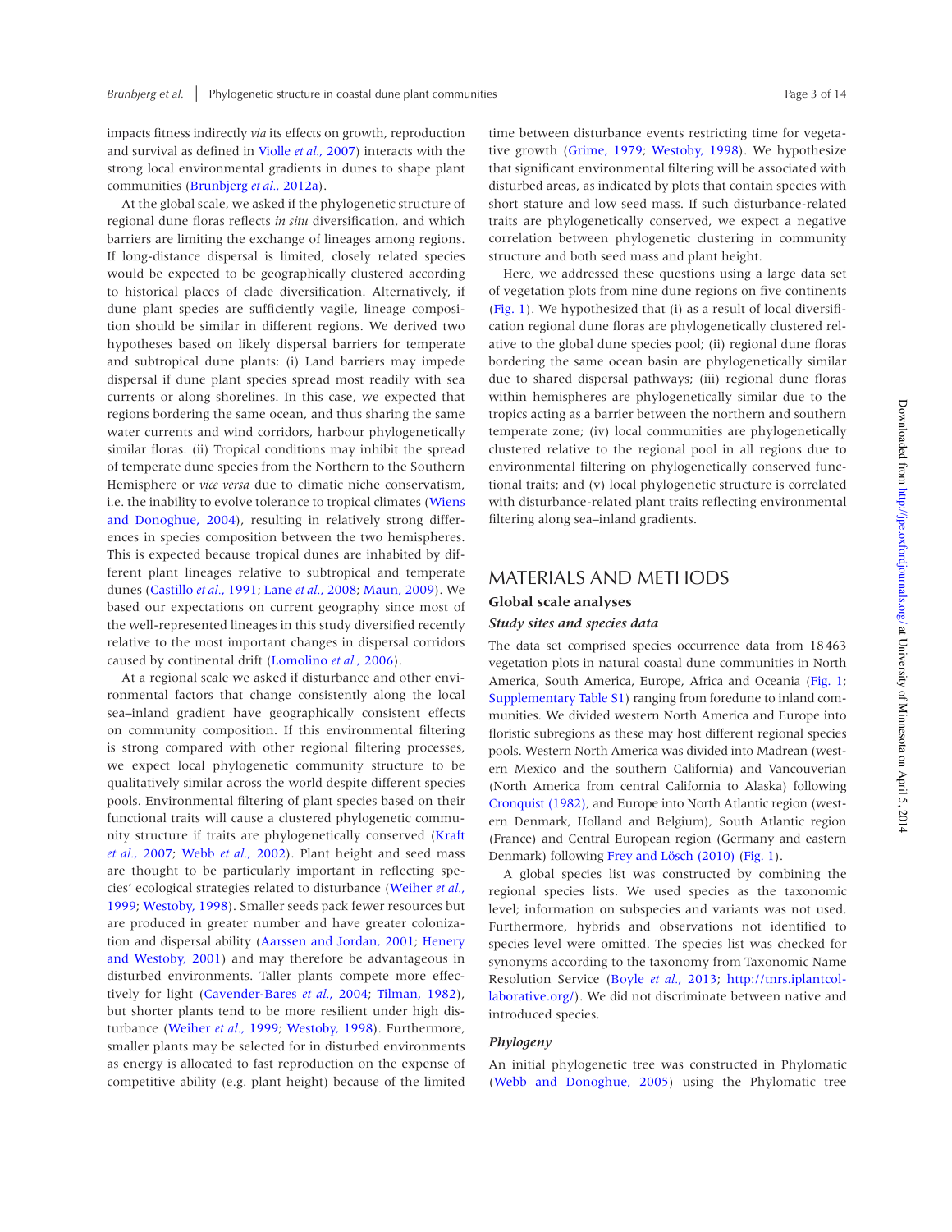impacts fitness indirectly *via* its effects on growth, reproduction and survival as defined in Violle *et al.*, 2007) interacts with the strong local environmental gradients in dunes to shape plant communities (Brunbjerg *et al.*, 2012a).

At the global scale, we asked if the phylogenetic structure of regional dune floras reflects *in situ* diversification, and which barriers are limiting the exchange of lineages among regions. If long-distance dispersal is limited, closely related species would be expected to be geographically clustered according to historical places of clade diversification. Alternatively, if dune plant species are sufficiently vagile, lineage composition should be similar in different regions. We derived two hypotheses based on likely dispersal barriers for temperate and subtropical dune plants: (i) Land barriers may impede dispersal if dune plant species spread most readily with sea currents or along shorelines. In this case, we expected that regions bordering the same ocean, and thus sharing the same water currents and wind corridors, harbour phylogenetically similar floras. (ii) Tropical conditions may inhibit the spread of temperate dune species from the Northern to the Southern Hemisphere or *vice versa* due to climatic niche conservatism, i.e. the inability to evolve tolerance to tropical climates (Wiens and Donoghue, 2004), resulting in relatively strong differences in species composition between the two hemispheres. This is expected because tropical dunes are inhabited by different plant lineages relative to subtropical and temperate dunes (Castillo *et al.*, 1991; Lane *et al.*, 2008; Maun, 2009). We based our expectations on current geography since most of the well-represented lineages in this study diversified recently relative to the most important changes in dispersal corridors caused by continental drift (Lomolino *et al.*, 2006).

At a regional scale we asked if disturbance and other environmental factors that change consistently along the local sea–inland gradient have geographically consistent effects on community composition. If this environmental filtering is strong compared with other regional filtering processes, we expect local phylogenetic community structure to be qualitatively similar across the world despite different species pools. Environmental filtering of plant species based on their functional traits will cause a clustered phylogenetic community structure if traits are phylogenetically conserved (Kraft *et al.*, 2007; Webb *et al.*, 2002). Plant height and seed mass are thought to be particularly important in reflecting species' ecological strategies related to disturbance (Weiher *et al.*, 1999; Westoby, 1998). Smaller seeds pack fewer resources but are produced in greater number and have greater colonization and dispersal ability (Aarssen and Jordan, 2001; Henery and Westoby, 2001) and may therefore be advantageous in disturbed environments. Taller plants compete more effectively for light (Cavender-Bares *et al.*, 2004; Tilman, 1982), but shorter plants tend to be more resilient under high disturbance (Weiher *et al.*, 1999; Westoby, 1998). Furthermore, smaller plants may be selected for in disturbed environments as energy is allocated to fast reproduction on the expense of competitive ability (e.g. plant height) because of the limited time between disturbance events restricting time for vegetative growth (Grime, 1979; Westoby, 1998). We hypothesize that significant environmental filtering will be associated with disturbed areas, as indicated by plots that contain species with short stature and low seed mass. If such disturbance-related traits are phylogenetically conserved, we expect a negative correlation between phylogenetic clustering in community structure and both seed mass and plant height.

Here, we addressed these questions using a large data set of vegetation plots from nine dune regions on five continents (Fig. 1). We hypothesized that (i) as a result of local diversification regional dune floras are phylogenetically clustered relative to the global dune species pool; (ii) regional dune floras bordering the same ocean basin are phylogenetically similar due to shared dispersal pathways; (iii) regional dune floras within hemispheres are phylogenetically similar due to the tropics acting as a barrier between the northern and southern temperate zone; (iv) local communities are phylogenetically clustered relative to the regional pool in all regions due to environmental filtering on phylogenetically conserved functional traits; and (v) local phylogenetic structure is correlated with disturbance-related plant traits reflecting environmental filtering along sea–inland gradients.

# MATERIALS AND METHODS

## Global scale analyses

### *Study sites and species data*

The data set comprised species occurrence data from 18463 vegetation plots in natural coastal dune communities in North America, South America, Europe, Africa and Oceania (Fig. 1; Supplementary Table S1) ranging from foredune to inland communities. We divided western North America and Europe into floristic subregions as these may host different regional species pools. Western North America was divided into Madrean (western Mexico and the southern California) and Vancouverian (North America from central California to Alaska) following Cronquist (1982), and Europe into North Atlantic region (western Denmark, Holland and Belgium), South Atlantic region (France) and Central European region (Germany and eastern Denmark) following Frey and Lösch (2010) (Fig. 1).

A global species list was constructed by combining the regional species lists. We used species as the taxonomic level; information on subspecies and variants was not used. Furthermore, hybrids and observations not identified to species level were omitted. The species list was checked for synonyms according to the taxonomy from Taxonomic Name Resolution Service (Boyle *et al.*, 2013; http://tnrs.iplantcollaborative.org/). We did not discriminate between native and introduced species.

### *Phylogeny*

An initial phylogenetic tree was constructed in Phylomatic (Webb and Donoghue, 2005) using the Phylomatic tree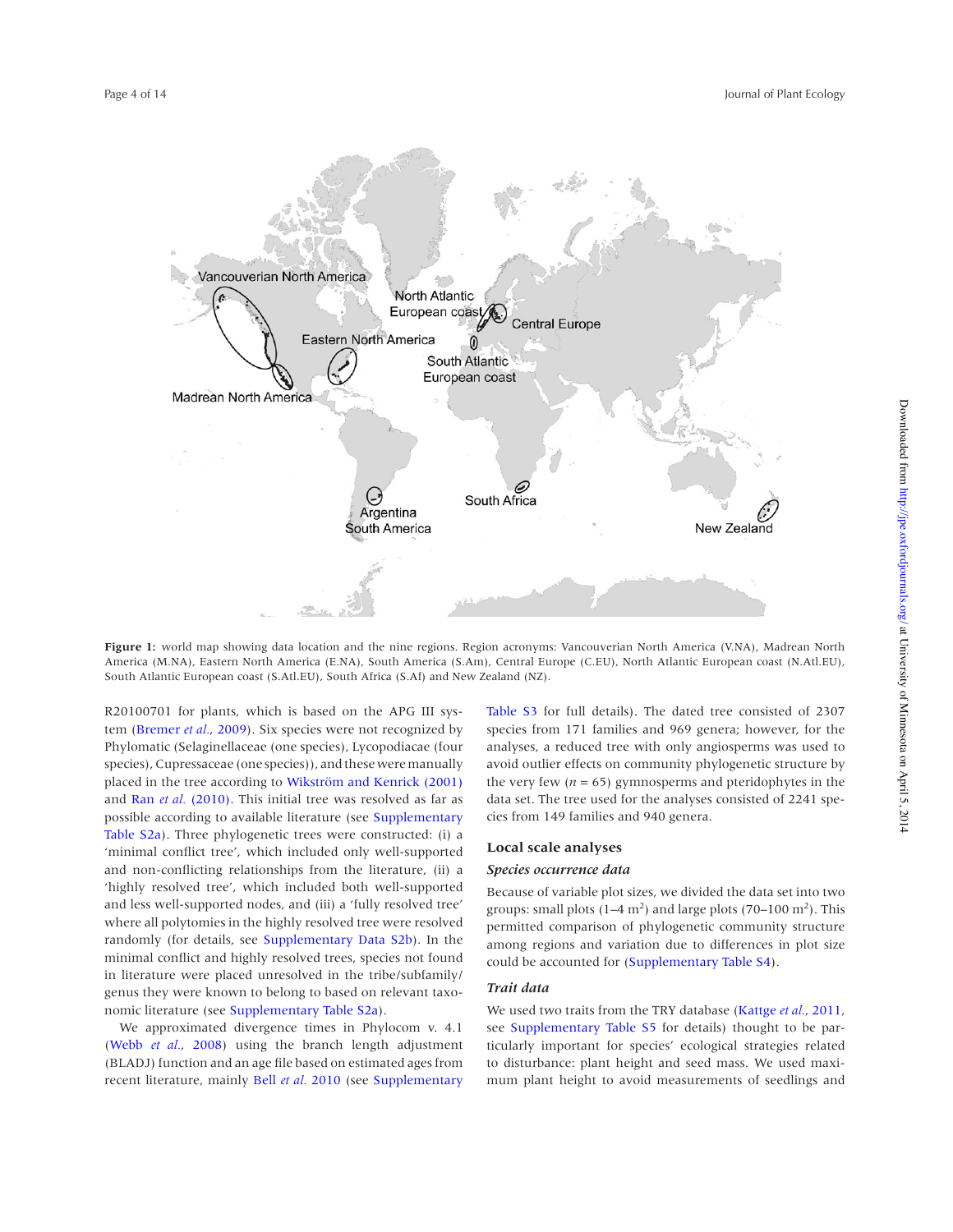**Figure 1:** world map showing data location and the nine regions. Region acronyms: Vancouverian North America (V.NA), Madrean North America (M.NA), Eastern North America (E.NA), South America (S.Am), Central Europe (C.EU), North Atlantic European coast (N.Atl.EU), South Atlantic European coast (S.Atl.EU), South Africa (S.Af) and New Zealand (NZ).

R20100701 for plants, which is based on the APG III system (Bremer *et al*., 2009). Six species were not recognized by Phylomatic (Selaginellaceae (one species), Lycopodiacae (four species), Cupressaceae (one species)), and these were manually placed in the tree according to Wikström and Kenrick (2001) and Ran *et al*. (2010). This initial tree was resolved as far as possible according to available literature (see Supplementary Table S2a). Three phylogenetic trees were constructed: (i) a 'minimal conflict tree', which included only well-supported and non-conflicting relationships from the literature, (ii) a 'highly resolved tree', which included both well-supported and less well-supported nodes, and (iii) a 'fully resolved tree' where all polytomies in the highly resolved tree were resolved randomly (for details, see Supplementary Data S2b). In the minimal conflict and highly resolved trees, species not found in literature were placed unresolved in the tribe/subfamily/genus they were known to belong to based on relevant taxonomic literature (see Supplementary Table S2a).

We approximated divergence times in Phylocom v. 4.1 (Webb *et al*., 2008) using the branch length adjustment (BLADJ) function and an age file based on estimated ages from recent literature, mainly Bell *et al*. 2010 (see Supplementary Table S3 for full details). The dated tree consisted of 2307 species from 171 families and 969 genera; however, for the analyses, a reduced tree with only angiosperms was used to avoid outlier effects on community phylogenetic structure by the very few ($n$ = 65) gymnosperms and pteridophytes in the data set. The tree used for the analyses consisted of 2241 species from 149 families and 940 genera.

### Local scale analyses

#### *Species occurrence data*

Because of variable plot sizes, we divided the data set into two groups: small plots (1–4 m$^2$) and large plots (70–100 m$^2$). This permitted comparison of phylogenetic community structure among regions and variation due to differences in plot size could be accounted for (Supplementary Table S4).

#### *Trait data*

We used two traits from the TRY database (Kattge *et al*., 2011, see Supplementary Table S5 for details) thought to be particularly important for species' ecological strategies related to disturbance: plant height and seed mass. We used maximum plant height to avoid measurements of seedlings and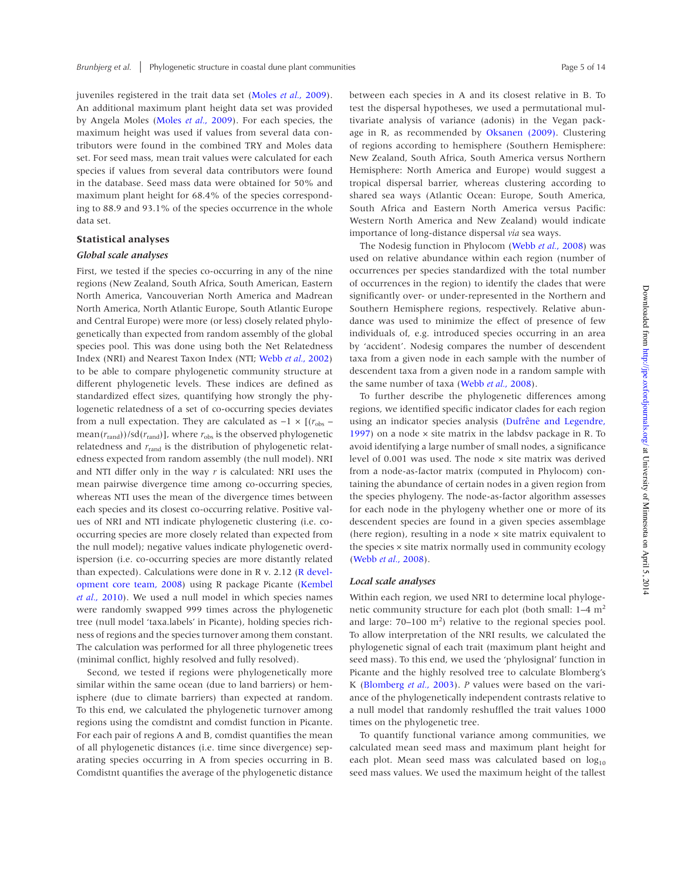juveniles registered in the trait data set (Moles *et al.*, 2009). An additional maximum plant height data set was provided by Angela Moles (Moles *et al.*, 2009). For each species, the maximum height was used if values from several data contributors were found in the combined TRY and Moles data set. For seed mass, mean trait values were calculated for each species if values from several data contributors were found in the database. Seed mass data were obtained for 50% and maximum plant height for 68.4% of the species corresponding to 88.9 and 93.1% of the species occurrence in the whole data set.

### Statistical analyses

#### *Global scale analyses*

First, we tested if the species co-occurring in any of the nine regions (New Zealand, South Africa, South American, Eastern North America, Vancouverian North America and Madrean North America, North Atlantic Europe, South Atlantic Europe and Central Europe) were more (or less) closely related phylogenetically than expected from random assembly of the global species pool. This was done using both the Net Relatedness Index (NRI) and Nearest Taxon Index (NTI; Webb *et al.*, 2002) to be able to compare phylogenetic community structure at different phylogenetic levels. These indices are defined as standardized effect sizes, quantifying how strongly the phylogenetic relatedness of a set of co-occurring species deviates from a null expectation. They are calculated as $-1 \times [(r_{obs} - \mathrm{mean}(r_{rand}))/\mathrm{sd}(r_{rand})]$, where $r_{obs}$ is the observed phylogenetic relatedness and $r_{rand}$ is the distribution of phylogenetic relatedness expected from random assembly (the null model). NRI and NTI differ only in the way $r$ is calculated: NRI uses the mean pairwise divergence time among co-occurring species, whereas NTI uses the mean of the divergence times between each species and its closest co-occurring relative. Positive values of NRI and NTI indicate phylogenetic clustering (i.e. co-occurring species are more closely related than expected from the null model); negative values indicate phylogenetic overdispersion (i.e. co-occurring species are more distantly related than expected). Calculations were done in R v. 2.12 (R development core team, 2008) using R package Picante (Kembel *et al.*, 2010). We used a null model in which species names were randomly swapped 999 times across the phylogenetic tree (null model 'taxa.labels' in Picante), holding species richness of regions and the species turnover among them constant. The calculation was performed for all three phylogenetic trees (minimal conflict, highly resolved and fully resolved).

Second, we tested if regions were phylogenetically more similar within the same ocean (due to land barriers) or hemisphere (due to climate barriers) than expected at random. To this end, we calculated the phylogenetic turnover among regions using the comdistnt and comdist function in Picante. For each pair of regions A and B, comdist quantifies the mean of all phylogenetic distances (i.e. time since divergence) separating species occurring in A from species occurring in B. Comdistnt quantifies the average of the phylogenetic distance between each species in A and its closest relative in B. To test the dispersal hypotheses, we used a permutational multivariate analysis of variance (adonis) in the Vegan package in R, as recommended by Oksanen (2009). Clustering of regions according to hemisphere (Southern Hemisphere: New Zealand, South Africa, South America versus Northern Hemisphere: North America and Europe) would suggest a tropical dispersal barrier, whereas clustering according to shared sea ways (Atlantic Ocean: Europe, South America, South Africa and Eastern North America versus Pacific: Western North America and New Zealand) would indicate importance of long-distance dispersal *via* sea ways.

The Nodesig function in Phylocom (Webb *et al.*, 2008) was used on relative abundance within each region (number of occurrences per species standardized with the total number of occurrences in the region) to identify the clades that were significantly over- or under-represented in the Northern and Southern Hemisphere regions, respectively. Relative abundance was used to minimize the effect of presence of few individuals of, e.g. introduced species occurring in an area by 'accident'. Nodesig compares the number of descendent taxa from a given node in each sample with the number of descendent taxa from a given node in a random sample with the same number of taxa (Webb *et al.*, 2008).

To further describe the phylogenetic differences among regions, we identified specific indicator clades for each region using an indicator species analysis (Dufrêne and Legendre, 1997) on a node × site matrix in the labdsv package in R. To avoid identifying a large number of small nodes, a significance level of 0.001 was used. The node × site matrix was derived from a node-as-factor matrix (computed in Phylocom) containing the abundance of certain nodes in a given region from the species phylogeny. The node-as-factor algorithm assesses for each node in the phylogeny whether one or more of its descendent species are found in a given species assemblage (here region), resulting in a node × site matrix equivalent to the species × site matrix normally used in community ecology (Webb *et al.*, 2008).

#### *Local scale analyses*

Within each region, we used NRI to determine local phylogenetic community structure for each plot (both small: 1–4 $m^2$ and large: 70–100 $m^2$) relative to the regional species pool. To allow interpretation of the NRI results, we calculated the phylogenetic signal of each trait (maximum plant height and seed mass). To this end, we used the 'phylosignal' function in Picante and the highly resolved tree to calculate Blomberg's K (Blomberg *et al.*, 2003). *P* values were based on the variance of the phylogenetically independent contrasts relative to a null model that randomly reshuffled the trait values 1000 times on the phylogenetic tree.

To quantify functional variance among communities, we calculated mean seed mass and maximum plant height for each plot. Mean seed mass was calculated based on $\log_{10}$ seed mass values. We used the maximum height of the tallest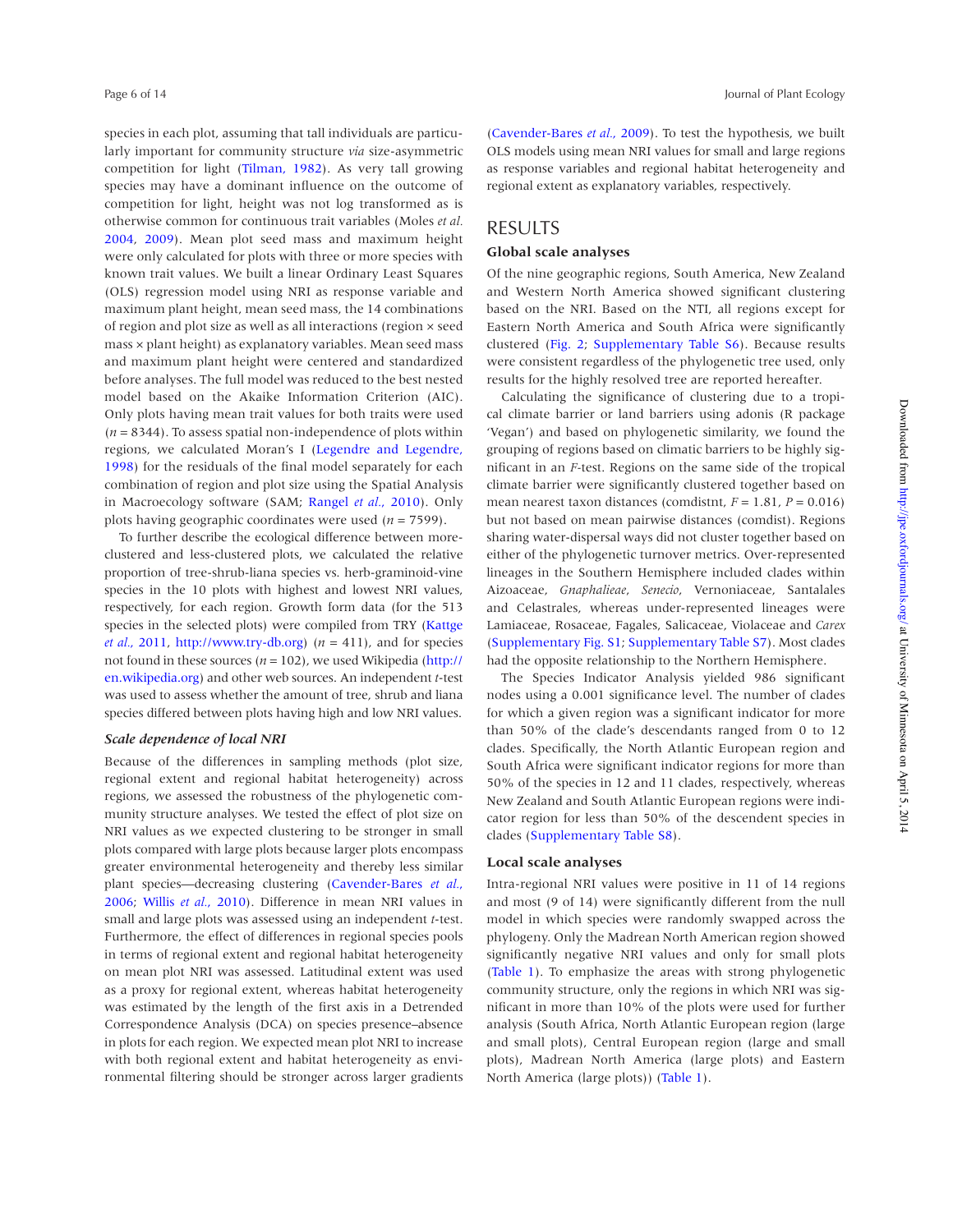species in each plot, assuming that tall individuals are particularly important for community structure *via* size-asymmetric competition for light (Tilman, 1982). As very tall growing species may have a dominant influence on the outcome of competition for light, height was not log transformed as is otherwise common for continuous trait variables (Moles *et al.* 2004, 2009). Mean plot seed mass and maximum height were only calculated for plots with three or more species with known trait values. We built a linear Ordinary Least Squares (OLS) regression model using NRI as response variable and maximum plant height, mean seed mass, the 14 combinations of region and plot size as well as all interactions (region × seed mass × plant height) as explanatory variables. Mean seed mass and maximum plant height were centered and standardized before analyses. The full model was reduced to the best nested model based on the Akaike Information Criterion (AIC). Only plots having mean trait values for both traits were used ($n = 8344$). To assess spatial non-independence of plots within regions, we calculated Moran's I (Legendre and Legendre, 1998) for the residuals of the final model separately for each combination of region and plot size using the Spatial Analysis in Macroecology software (SAM; Rangel *et al.*, 2010). Only plots having geographic coordinates were used ($n = 7599$).

To further describe the ecological difference between more-clustered and less-clustered plots, we calculated the relative proportion of tree-shrub-liana species vs. herb-graminoid-vine species in the 10 plots with highest and lowest NRI values, respectively, for each region. Growth form data (for the 513 species in the selected plots) were compiled from TRY (Kattge *et al.*, 2011, http://www.try-db.org) ($n = 411$), and for species not found in these sources ($n = 102$), we used Wikipedia (http://en.wikipedia.org) and other web sources. An independent *t*-test was used to assess whether the amount of tree, shrub and liana species differed between plots having high and low NRI values.

### *Scale dependence of local NRI*

Because of the differences in sampling methods (plot size, regional extent and regional habitat heterogeneity) across regions, we assessed the robustness of the phylogenetic community structure analyses. We tested the effect of plot size on NRI values as we expected clustering to be stronger in small plots compared with large plots because larger plots encompass greater environmental heterogeneity and thereby less similar plant species—decreasing clustering (Cavender-Bares *et al.*, 2006; Willis *et al.*, 2010). Difference in mean NRI values in small and large plots was assessed using an independent *t*-test. Furthermore, the effect of differences in regional species pools in terms of regional extent and regional habitat heterogeneity on mean plot NRI was assessed. Latitudinal extent was used as a proxy for regional extent, whereas habitat heterogeneity was estimated by the length of the first axis in a Detrended Correspondence Analysis (DCA) on species presence–absence in plots for each region. We expected mean plot NRI to increase with both regional extent and habitat heterogeneity as environmental filtering should be stronger across larger gradients (Cavender-Bares *et al.*, 2009). To test the hypothesis, we built OLS models using mean NRI values for small and large regions as response variables and regional habitat heterogeneity and regional extent as explanatory variables, respectively.

## RESULTS

### Global scale analyses

Of the nine geographic regions, South America, New Zealand and Western North America showed significant clustering based on the NRI. Based on the NTI, all regions except for Eastern North America and South Africa were significantly clustered (Fig. 2; Supplementary Table S6). Because results were consistent regardless of the phylogenetic tree used, only results for the highly resolved tree are reported hereafter.

Calculating the significance of clustering due to a tropical climate barrier or land barriers using adonis (R package 'Vegan') and based on phylogenetic similarity, we found the grouping of regions based on climatic barriers to be highly significant in an *F*-test. Regions on the same side of the tropical climate barrier were significantly clustered together based on mean nearest taxon distances (comdistnt, $F = 1.81$, $P = 0.016$) but not based on mean pairwise distances (comdist). Regions sharing water-dispersal ways did not cluster together based on either of the phylogenetic turnover metrics. Over-represented lineages in the Southern Hemisphere included clades within Aizoaceae, *Gnaphalieae*, *Senecio*, Vernoniaceae, Santalales and Celastrales, whereas under-represented lineages were Lamiaceae, Rosaceae, Fagales, Salicaceae, Violaceae and *Carex* (Supplementary Fig. S1; Supplementary Table S7). Most clades had the opposite relationship to the Northern Hemisphere.

The Species Indicator Analysis yielded 986 significant nodes using a 0.001 significance level. The number of clades for which a given region was a significant indicator for more than 50% of the clade's descendants ranged from 0 to 12 clades. Specifically, the North Atlantic European region and South Africa were significant indicator regions for more than 50% of the species in 12 and 11 clades, respectively, whereas New Zealand and South Atlantic European regions were indicator region for less than 50% of the descendent species in clades (Supplementary Table S8).

### Local scale analyses

Intra-regional NRI values were positive in 11 of 14 regions and most (9 of 14) were significantly different from the null model in which species were randomly swapped across the phylogeny. Only the Madrean North American region showed significantly negative NRI values and only for small plots (Table 1). To emphasize the areas with strong phylogenetic community structure, only the regions in which NRI was significant in more than 10% of the plots were used for further analysis (South Africa, North Atlantic European region (large and small plots), Central European region (large and small plots), Madrean North America (large plots) and Eastern North America (large plots)) (Table 1).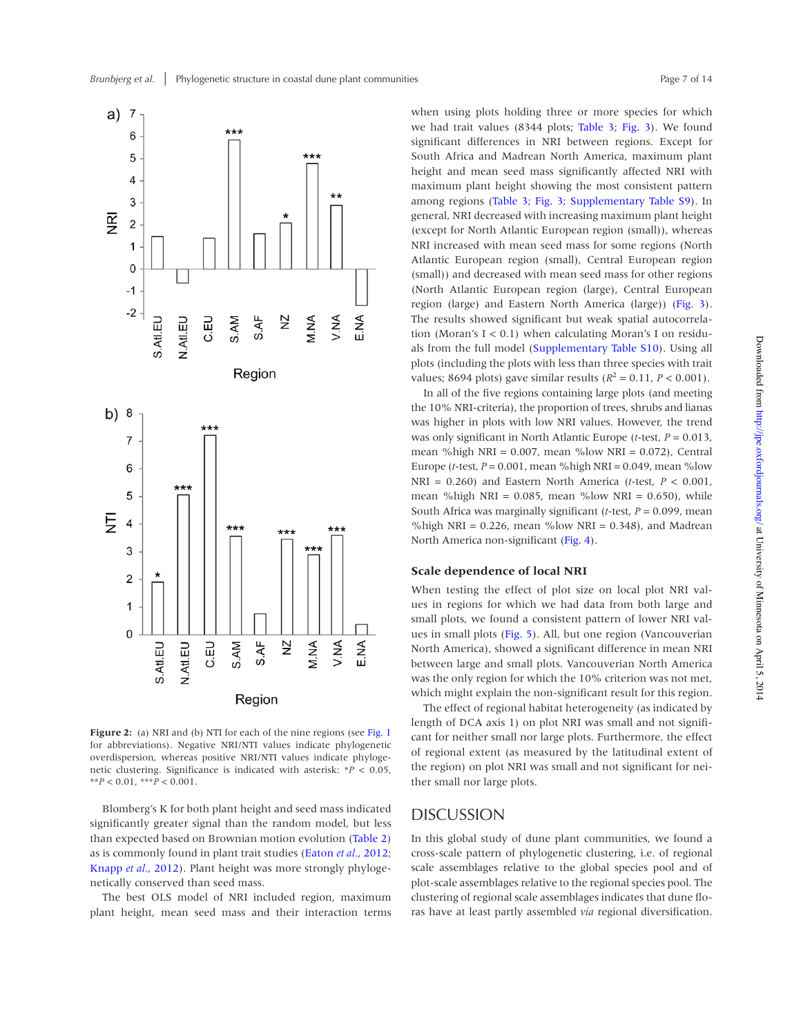**Figure 2:** (a) NRI and (b) NTI for each of the nine regions (see Fig. 1 for abbreviations). Negative NRI/NTI values indicate phylogenetic overdispersion, whereas positive NRI/NTI values indicate phylogenetic clustering. Significance is indicated with asterisk: \*$P$ < 0.05, \*\*$P$ < 0.01, \*\*\*$P$ < 0.001.

Blomberg's K for both plant height and seed mass indicated significantly greater signal than the random model, but less than expected based on Brownian motion evolution (Table 2) as is commonly found in plant trait studies (Eaton *et al.*, 2012; Knapp *et al.*, 2012). Plant height was more strongly phylogenetically conserved than seed mass.

The best OLS model of NRI included region, maximum plant height, mean seed mass and their interaction terms when using plots holding three or more species for which we had trait values (8344 plots; Table 3; Fig. 3). We found significant differences in NRI between regions. Except for South Africa and Madrean North America, maximum plant height and mean seed mass significantly affected NRI with maximum plant height showing the most consistent pattern among regions (Table 3; Fig. 3; Supplementary Table S9). In general, NRI decreased with increasing maximum plant height (except for North Atlantic European region (small)), whereas NRI increased with mean seed mass for some regions (North Atlantic European region (small), Central European region (small)) and decreased with mean seed mass for other regions (North Atlantic European region (large), Central European region (large) and Eastern North America (large)) (Fig. 3). The results showed significant but weak spatial autocorrelation (Moran's I < 0.1) when calculating Moran's I on residuals from the full model (Supplementary Table S10). Using all plots (including the plots with less than three species with trait values; 8694 plots) gave similar results ($R^2$ = 0.11, $P$ < 0.001).

In all of the five regions containing large plots (and meeting the 10% NRI-criteria), the proportion of trees, shrubs and lianas was higher in plots with low NRI values. However, the trend was only significant in North Atlantic Europe ($t$-test, $P$ = 0.013, mean %high NRI = 0.007, mean %low NRI = 0.072), Central Europe ($t$-test, $P$ = 0.001, mean %high NRI = 0.049, mean %low NRI = 0.260) and Eastern North America ($t$-test, $P$ < 0.001, mean %high NRI = 0.085, mean %low NRI = 0.650), while South Africa was marginally significant ($t$-test, $P$ = 0.099, mean %high NRI = 0.226, mean %low NRI = 0.348), and Madrean North America non-significant (Fig. 4).

### Scale dependence of local NRI

When testing the effect of plot size on local plot NRI values in regions for which we had data from both large and small plots, we found a consistent pattern of lower NRI values in small plots (Fig. 5). All, but one region (Vancouverian North America), showed a significant difference in mean NRI between large and small plots. Vancouverian North America was the only region for which the 10% criterion was not met, which might explain the non-significant result for this region.

The effect of regional habitat heterogeneity (as indicated by length of DCA axis 1) on plot NRI was small and not significant for neither small nor large plots. Furthermore, the effect of regional extent (as measured by the latitudinal extent of the region) on plot NRI was small and not significant for neither small nor large plots.

## DISCUSSION

In this global study of dune plant communities, we found a cross-scale pattern of phylogenetic clustering, i.e. of regional scale assemblages relative to the global species pool and of plot-scale assemblages relative to the regional species pool. The clustering of regional scale assemblages indicates that dune floras have at least partly assembled *via* regional diversification.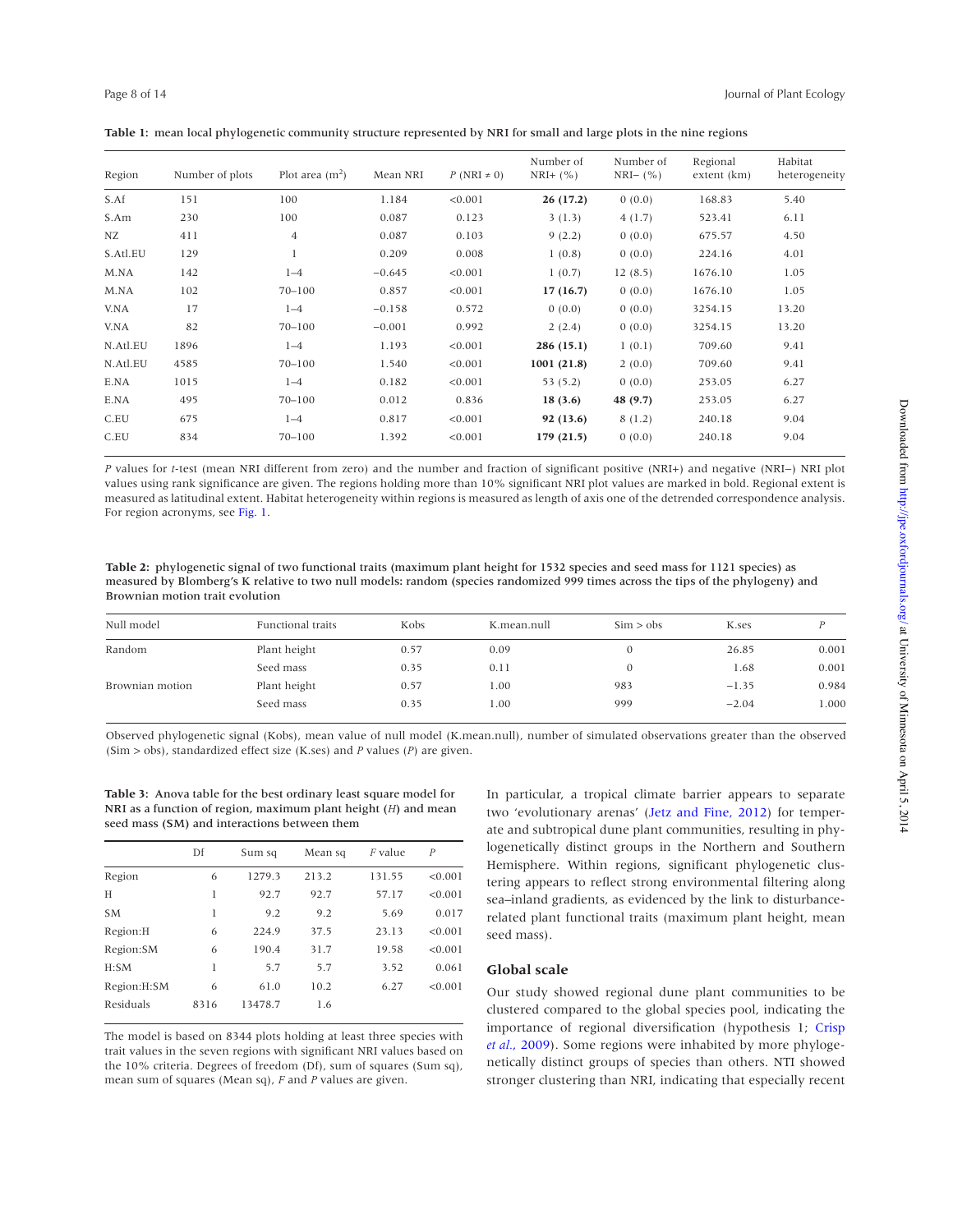**Table 1:** mean local phylogenetic community structure represented by NRI for small and large plots in the nine regions

| Region | Number of plots | Plot area (m$^2$) | Mean NRI | $P$ (NRI ≠ 0) | Number of NRI+ (%) | Number of NRI− (%) | Regional extent (km) | Habitat heterogeneity |
|---|---|---|---|---|---|---|---|---|
| S.Af | 151 | 100 | 1.184 | <0.001 | **26 (17.2)** | 0 (0.0) | 168.83 | 5.40 |
| S.Am | 230 | 100 | 0.087 | 0.123 | 3 (1.3) | 4 (1.7) | 523.41 | 6.11 |
| NZ | 411 | 4 | 0.087 | 0.103 | 9 (2.2) | 0 (0.0) | 675.57 | 4.50 |
| S.Atl.EU | 129 | 1 | 0.209 | 0.008 | 1 (0.8) | 0 (0.0) | 224.16 | 4.01 |
| M.NA | 142 | 1–4 | −0.645 | <0.001 | 1 (0.7) | 12 (8.5) | 1676.10 | 1.05 |
| M.NA | 102 | 70–100 | 0.857 | <0.001 | **17 (16.7)** | 0 (0.0) | 1676.10 | 1.05 |
| V.NA | 17 | 1–4 | −0.158 | 0.572 | 0 (0.0) | 0 (0.0) | 3254.15 | 13.20 |
| V.NA | 82 | 70–100 | −0.001 | 0.992 | 2 (2.4) | 0 (0.0) | 3254.15 | 13.20 |
| N.Atl.EU | 1896 | 1–4 | 1.193 | <0.001 | **286 (15.1)** | 1 (0.1) | 709.60 | 9.41 |
| N.Atl.EU | 4585 | 70–100 | 1.540 | <0.001 | **1001 (21.8)** | 2 (0.0) | 709.60 | 9.41 |
| E.NA | 1015 | 1–4 | 0.182 | <0.001 | 53 (5.2) | 0 (0.0) | 253.05 | 6.27 |
| E.NA | 495 | 70–100 | 0.012 | 0.836 | **18 (3.6)** | **48 (9.7)** | 253.05 | 6.27 |
| C.EU | 675 | 1–4 | 0.817 | <0.001 | **92 (13.6)** | 8 (1.2) | 240.18 | 9.04 |
| C.EU | 834 | 70–100 | 1.392 | <0.001 | **179 (21.5)** | 0 (0.0) | 240.18 | 9.04 |

$P$ values for $t$-test (mean NRI different from zero) and the number and fraction of significant positive (NRI+) and negative (NRI−) NRI plot values using rank significance are given. The regions holding more than 10% significant NRI plot values are marked in bold. Regional extent is measured as latitudinal extent. Habitat heterogeneity within regions is measured as length of axis one of the detrended correspondence analysis. For region acronyms, see Fig. 1.

**Table 2:** phylogenetic signal of two functional traits (maximum plant height for 1532 species and seed mass for 1121 species) as measured by Blomberg's K relative to two null models: random (species randomized 999 times across the tips of the phylogeny) and Brownian motion trait evolution

| Null model | Functional traits | Kobs | K.mean.null | Sim > obs | K.ses | $P$ |
|---|---|---|---|---|---|---|
| Random | Plant height | 0.57 | 0.09 | 0 | 26.85 | 0.001 |
| | Seed mass | 0.35 | 0.11 | 0 | 1.68 | 0.001 |
| Brownian motion | Plant height | 0.57 | 1.00 | 983 | −1.35 | 0.984 |
| | Seed mass | 0.35 | 1.00 | 999 | −2.04 | 1.000 |

Observed phylogenetic signal (Kobs), mean value of null model (K.mean.null), number of simulated observations greater than the observed (Sim > obs), standardized effect size (K.ses) and $P$ values ($P$) are given.

**Table 3:** Anova table for the best ordinary least square model for NRI as a function of region, maximum plant height ($H$) and mean seed mass (SM) and interactions between them

| | Df | Sum sq | Mean sq | $F$ value | $P$ |
|---|---|---|---|---|---|
| Region | 6 | 1279.3 | 213.2 | 131.55 | <0.001 |
| H | 1 | 92.7 | 92.7 | 57.17 | <0.001 |
| SM | 1 | 9.2 | 9.2 | 5.69 | 0.017 |
| Region:H | 6 | 224.9 | 37.5 | 23.13 | <0.001 |
| Region:SM | 6 | 190.4 | 31.7 | 19.58 | <0.001 |
| H:SM | 1 | 5.7 | 5.7 | 3.52 | 0.061 |
| Region:H:SM | 6 | 61.0 | 10.2 | 6.27 | <0.001 |
| Residuals | 8316 | 13478.7 | 1.6 | | |

The model is based on 8344 plots holding at least three species with trait values in the seven regions with significant NRI values based on the 10% criteria. Degrees of freedom (Df), sum of squares (Sum sq), mean sum of squares (Mean sq), $F$ and $P$ values are given.

In particular, a tropical climate barrier appears to separate two 'evolutionary arenas' (Jetz and Fine, 2012) for temperate and subtropical dune plant communities, resulting in phylogenetically distinct groups in the Northern and Southern Hemisphere. Within regions, significant phylogenetic clustering appears to reflect strong environmental filtering along sea–inland gradients, as evidenced by the link to disturbance-related plant functional traits (maximum plant height, mean seed mass).

### Global scale

Our study showed regional dune plant communities to be clustered compared to the global species pool, indicating the importance of regional diversification (hypothesis 1; Crisp *et al.*, 2009). Some regions were inhabited by more phylogenetically distinct groups of species than others. NTI showed stronger clustering than NRI, indicating that especially recent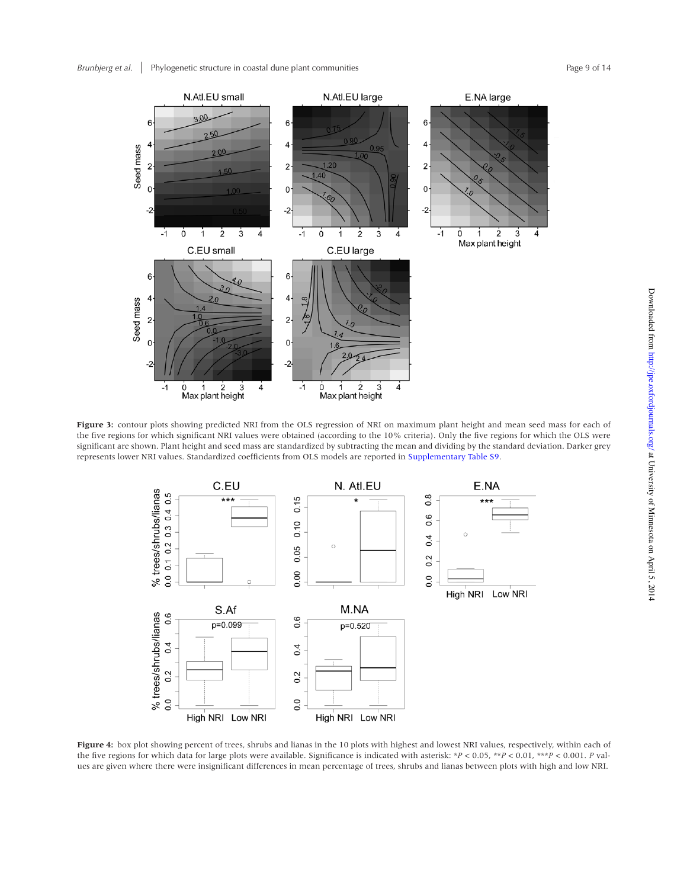**Figure 3:** contour plots showing predicted NRI from the OLS regression of NRI on maximum plant height and mean seed mass for each of the five regions for which significant NRI values were obtained (according to the 10% criteria). Only the five regions for which the OLS were significant are shown. Plant height and seed mass are standardized by subtracting the mean and dividing by the standard deviation. Darker grey represents lower NRI values. Standardized coefficients from OLS models are reported in Supplementary Table S9.

**Figure 4:** box plot showing percent of trees, shrubs and lianas in the 10 plots with highest and lowest NRI values, respectively, within each of the five regions for which data for large plots were available. Significance is indicated with asterisk: \*$P < 0.05$, \*\*$P < 0.01$, \*\*\*$P < 0.001$. $P$ values are given where there were insignificant differences in mean percentage of trees, shrubs and lianas between plots with high and low NRI.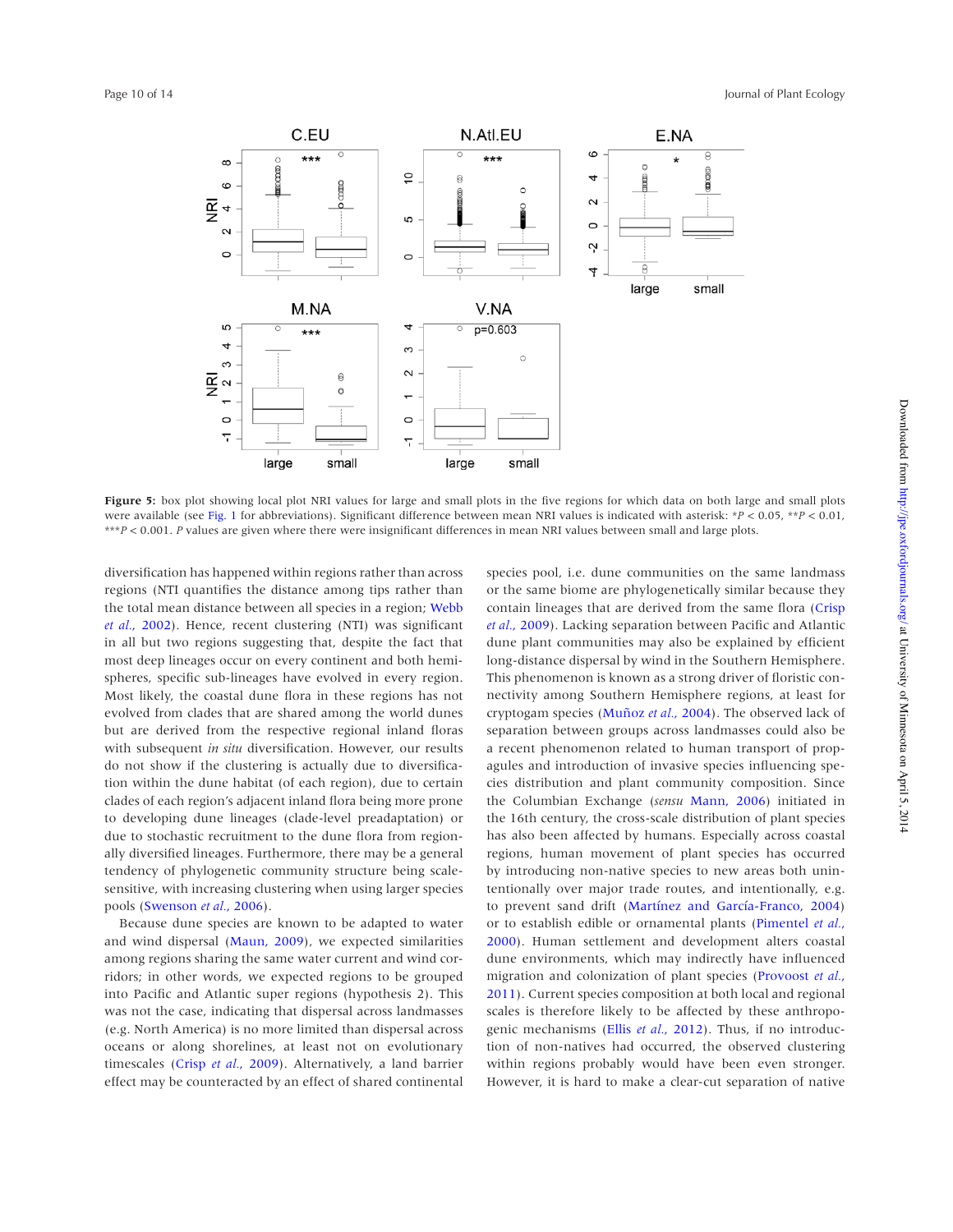**Figure 5:** box plot showing local plot NRI values for large and small plots in the five regions for which data on both large and small plots were available (see Fig. 1 for abbreviations). Significant difference between mean NRI values is indicated with asterisk: \*$P < 0.05$, \*\*$P < 0.01$, \*\*\*$P < 0.001$. $P$ values are given where there were insignificant differences in mean NRI values between small and large plots.

diversification has happened within regions rather than across regions (NTI quantifies the distance among tips rather than the total mean distance between all species in a region; Webb *et al.*, 2002). Hence, recent clustering (NTI) was significant in all but two regions suggesting that, despite the fact that most deep lineages occur on every continent and both hemispheres, specific sub-lineages have evolved in every region. Most likely, the coastal dune flora in these regions has not evolved from clades that are shared among the world dunes but are derived from the respective regional inland floras with subsequent *in situ* diversification. However, our results do not show if the clustering is actually due to diversification within the dune habitat (of each region), due to certain clades of each region's adjacent inland flora being more prone to developing dune lineages (clade-level preadaptation) or due to stochastic recruitment to the dune flora from regionally diversified lineages. Furthermore, there may be a general tendency of phylogenetic community structure being scale-sensitive, with increasing clustering when using larger species pools (Swenson *et al.*, 2006).

Because dune species are known to be adapted to water and wind dispersal (Maun, 2009), we expected similarities among regions sharing the same water current and wind corridors; in other words, we expected regions to be grouped into Pacific and Atlantic super regions (hypothesis 2). This was not the case, indicating that dispersal across landmasses (e.g. North America) is no more limited than dispersal across oceans or along shorelines, at least not on evolutionary timescales (Crisp *et al.*, 2009). Alternatively, a land barrier effect may be counteracted by an effect of shared continental species pool, i.e. dune communities on the same landmass or the same biome are phylogenetically similar because they contain lineages that are derived from the same flora (Crisp *et al.*, 2009). Lacking separation between Pacific and Atlantic dune plant communities may also be explained by efficient long-distance dispersal by wind in the Southern Hemisphere. This phenomenon is known as a strong driver of floristic connectivity among Southern Hemisphere regions, at least for cryptogam species (Muñoz *et al.*, 2004). The observed lack of separation between groups across landmasses could also be a recent phenomenon related to human transport of propagules and introduction of invasive species influencing species distribution and plant community composition. Since the Columbian Exchange (*sensu* Mann, 2006) initiated in the 16th century, the cross-scale distribution of plant species has also been affected by humans. Especially across coastal regions, human movement of plant species has occurred by introducing non-native species to new areas both unintentionally over major trade routes, and intentionally, e.g. to prevent sand drift (Martínez and García-Franco, 2004) or to establish edible or ornamental plants (Pimentel *et al.*, 2000). Human settlement and development alters coastal dune environments, which may indirectly have influenced migration and colonization of plant species (Provoost *et al.*, 2011). Current species composition at both local and regional scales is therefore likely to be affected by these anthropogenic mechanisms (Ellis *et al.*, 2012). Thus, if no introduction of non-natives had occurred, the observed clustering within regions probably would have been even stronger. However, it is hard to make a clear-cut separation of native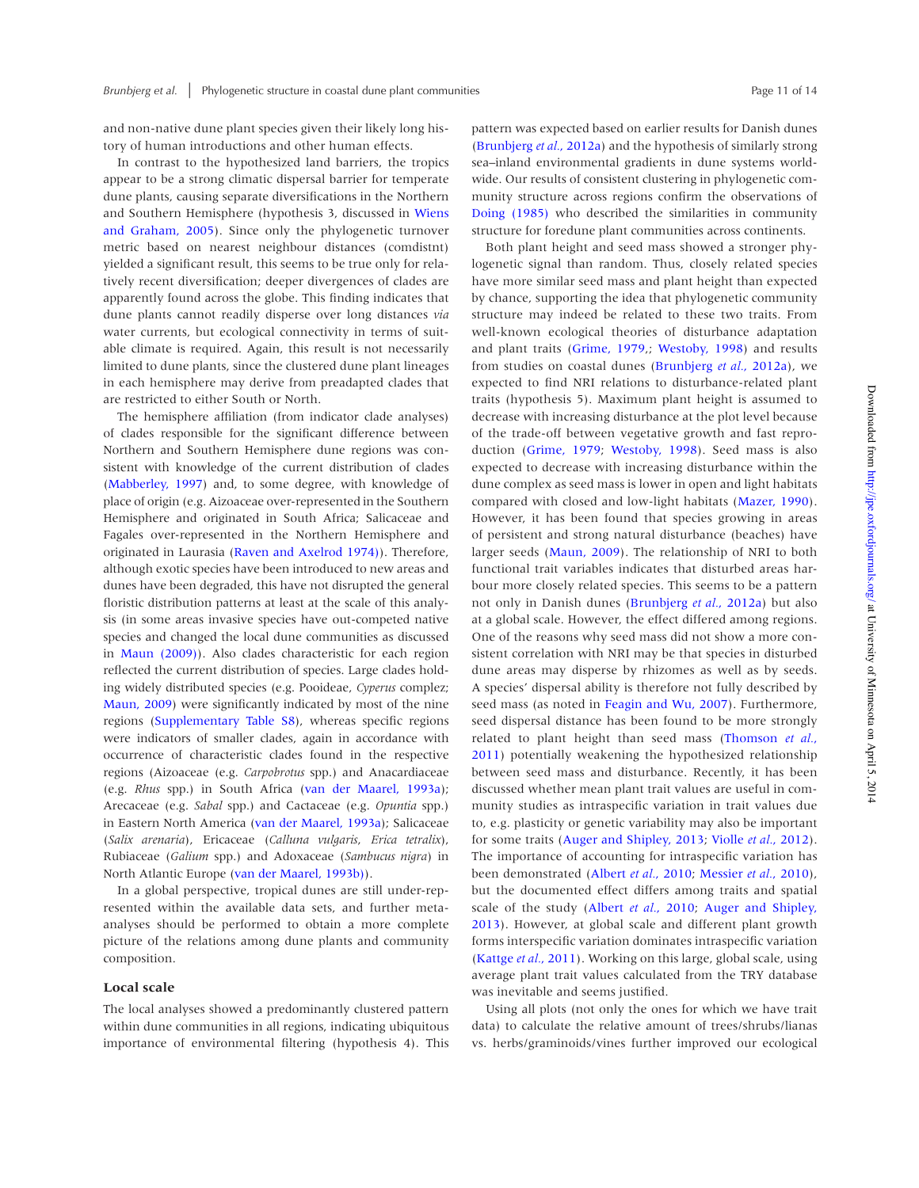and non-native dune plant species given their likely long history of human introductions and other human effects.

In contrast to the hypothesized land barriers, the tropics appear to be a strong climatic dispersal barrier for temperate dune plants, causing separate diversifications in the Northern and Southern Hemisphere (hypothesis 3, discussed in Wiens and Graham, 2005). Since only the phylogenetic turnover metric based on nearest neighbour distances (comdistnt) yielded a significant result, this seems to be true only for relatively recent diversification; deeper divergences of clades are apparently found across the globe. This finding indicates that dune plants cannot readily disperse over long distances *via* water currents, but ecological connectivity in terms of suitable climate is required. Again, this result is not necessarily limited to dune plants, since the clustered dune plant lineages in each hemisphere may derive from preadapted clades that are restricted to either South or North.

The hemisphere affiliation (from indicator clade analyses) of clades responsible for the significant difference between Northern and Southern Hemisphere dune regions was consistent with knowledge of the current distribution of clades (Mabberley, 1997) and, to some degree, with knowledge of place of origin (e.g. Aizoaceae over-represented in the Southern Hemisphere and originated in South Africa; Salicaceae and Fagales over-represented in the Northern Hemisphere and originated in Laurasia (Raven and Axelrod 1974)). Therefore, although exotic species have been introduced to new areas and dunes have been degraded, this have not disrupted the general floristic distribution patterns at least at the scale of this analysis (in some areas invasive species have out-competed native species and changed the local dune communities as discussed in Maun (2009)). Also clades characteristic for each region reflected the current distribution of species. Large clades holding widely distributed species (e.g. Pooideae, *Cyperus* complex; Maun, 2009) were significantly indicated by most of the nine regions (Supplementary Table S8), whereas specific regions were indicators of smaller clades, again in accordance with occurrence of characteristic clades found in the respective regions (Aizoaceae (e.g. *Carpobrotus* spp.) and Anacardiaceae (e.g. *Rhus* spp.) in South Africa (van der Maarel, 1993a); Arecaceae (e.g. *Sabal* spp.) and Cactaceae (e.g. *Opuntia* spp.) in Eastern North America (van der Maarel, 1993a); Salicaceae (*Salix arenaria*), Ericaceae (*Calluna vulgaris*, *Erica tetralix*), Rubiaceae (*Galium* spp.) and Adoxaceae (*Sambucus nigra*) in North Atlantic Europe (van der Maarel, 1993b)).

In a global perspective, tropical dunes are still under-represented within the available data sets, and further meta-analyses should be performed to obtain a more complete picture of the relations among dune plants and community composition.

### Local scale

The local analyses showed a predominantly clustered pattern within dune communities in all regions, indicating ubiquitous importance of environmental filtering (hypothesis 4). This pattern was expected based on earlier results for Danish dunes (Brunbjerg *et al.*, 2012a) and the hypothesis of similarly strong sea–inland environmental gradients in dune systems worldwide. Our results of consistent clustering in phylogenetic community structure across regions confirm the observations of Doing (1985) who described the similarities in community structure for foredune plant communities across continents.

Both plant height and seed mass showed a stronger phylogenetic signal than random. Thus, closely related species have more similar seed mass and plant height than expected by chance, supporting the idea that phylogenetic community structure may indeed be related to these two traits. From well-known ecological theories of disturbance adaptation and plant traits (Grime, 1979,; Westoby, 1998) and results from studies on coastal dunes (Brunbjerg *et al.*, 2012a), we expected to find NRI relations to disturbance-related plant traits (hypothesis 5). Maximum plant height is assumed to decrease with increasing disturbance at the plot level because of the trade-off between vegetative growth and fast reproduction (Grime, 1979; Westoby, 1998). Seed mass is also expected to decrease with increasing disturbance within the dune complex as seed mass is lower in open and light habitats compared with closed and low-light habitats (Mazer, 1990). However, it has been found that species growing in areas of persistent and strong natural disturbance (beaches) have larger seeds (Maun, 2009). The relationship of NRI to both functional trait variables indicates that disturbed areas harbour more closely related species. This seems to be a pattern not only in Danish dunes (Brunbjerg *et al.*, 2012a) but also at a global scale. However, the effect differed among regions. One of the reasons why seed mass did not show a more consistent correlation with NRI may be that species in disturbed dune areas may disperse by rhizomes as well as by seeds. A species' dispersal ability is therefore not fully described by seed mass (as noted in Feagin and Wu, 2007). Furthermore, seed dispersal distance has been found to be more strongly related to plant height than seed mass (Thomson *et al.*, 2011) potentially weakening the hypothesized relationship between seed mass and disturbance. Recently, it has been discussed whether mean plant trait values are useful in community studies as intraspecific variation in trait values due to, e.g. plasticity or genetic variability may also be important for some traits (Auger and Shipley, 2013; Violle *et al.*, 2012). The importance of accounting for intraspecific variation has been demonstrated (Albert *et al.*, 2010; Messier *et al.*, 2010), but the documented effect differs among traits and spatial scale of the study (Albert *et al.*, 2010; Auger and Shipley, 2013). However, at global scale and different plant growth forms interspecific variation dominates intraspecific variation (Kattge *et al.*, 2011). Working on this large, global scale, using average plant trait values calculated from the TRY database was inevitable and seems justified.

Using all plots (not only the ones for which we have trait data) to calculate the relative amount of trees/shrubs/lianas vs. herbs/graminoids/vines further improved our ecological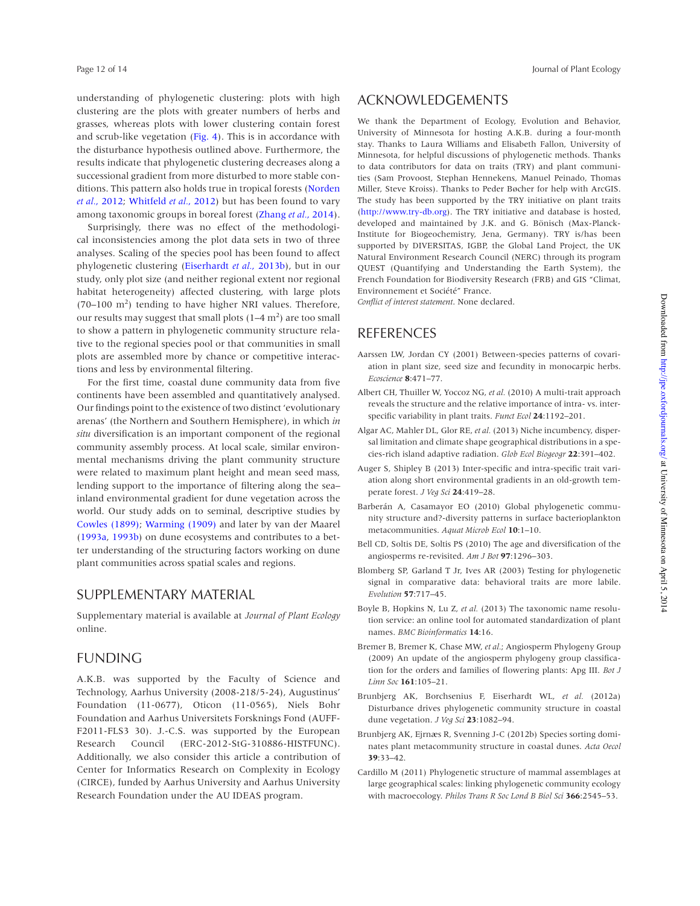understanding of phylogenetic clustering: plots with high clustering are the plots with greater numbers of herbs and grasses, whereas plots with lower clustering contain forest and scrub-like vegetation (Fig. 4). This is in accordance with the disturbance hypothesis outlined above. Furthermore, the results indicate that phylogenetic clustering decreases along a successional gradient from more disturbed to more stable conditions. This pattern also holds true in tropical forests (Norden *et al.*, 2012; Whitfeld *et al.*, 2012) but has been found to vary among taxonomic groups in boreal forest (Zhang *et al.*, 2014).

Surprisingly, there was no effect of the methodological inconsistencies among the plot data sets in two of three analyses. Scaling of the species pool has been found to affect phylogenetic clustering (Eiserhardt *et al.*, 2013b), but in our study, only plot size (and neither regional extent nor regional habitat heterogeneity) affected clustering, with large plots (70–100 $m^2$) tending to have higher NRI values. Therefore, our results may suggest that small plots (1–4 $m^2$) are too small to show a pattern in phylogenetic community structure relative to the regional species pool or that communities in small plots are assembled more by chance or competitive interactions and less by environmental filtering.

For the first time, coastal dune community data from five continents have been assembled and quantitatively analysed. Our findings point to the existence of two distinct 'evolutionary arenas' (the Northern and Southern Hemisphere), in which *in situ* diversification is an important component of the regional community assembly process. At local scale, similar environmental mechanisms driving the plant community structure were related to maximum plant height and mean seed mass, lending support to the importance of filtering along the sea–inland environmental gradient for dune vegetation across the world. Our study adds on to seminal, descriptive studies by Cowles (1899); Warming (1909) and later by van der Maarel (1993a, 1993b) on dune ecosystems and contributes to a better understanding of the structuring factors working on dune plant communities across spatial scales and regions.

## SUPPLEMENTARY MATERIAL

Supplementary material is available at *Journal of Plant Ecology* online.

## FUNDING

A.K.B. was supported by the Faculty of Science and Technology, Aarhus University (2008-218/5-24), Augustinus' Foundation (11-0677), Oticon (11-0565), Niels Bohr Foundation and Aarhus Universitets Forsknings Fond (AUFF-F2011-FLS3 30). J.-C.S. was supported by the European Research Council (ERC-2012-StG-310886-HISTFUNC). Additionally, we also consider this article a contribution of Center for Informatics Research on Complexity in Ecology (CIRCE), funded by Aarhus University and Aarhus University Research Foundation under the AU IDEAS program.

## ACKNOWLEDGEMENTS

We thank the Department of Ecology, Evolution and Behavior, University of Minnesota for hosting A.K.B. during a four-month stay. Thanks to Laura Williams and Elisabeth Fallon, University of Minnesota, for helpful discussions of phylogenetic methods. Thanks to data contributors for data on traits (TRY) and plant communities (Sam Provoost, Stephan Hennekens, Manuel Peinado, Thomas Miller, Steve Kroiss). Thanks to Peder Bøcher for help with ArcGIS. The study has been supported by the TRY initiative on plant traits (http://www.try-db.org). The TRY initiative and database is hosted, developed and maintained by J.K. and G. Bönisch (Max-Planck-Institute for Biogeochemistry, Jena, Germany). TRY is/has been supported by DIVERSITAS, IGBP, the Global Land Project, the UK Natural Environment Research Council (NERC) through its program QUEST (Quantifying and Understanding the Earth System), the French Foundation for Biodiversity Research (FRB) and GIS "Climat, Environnement et Société" France.

*Conflict of interest statement*. None declared.

## REFERENCES

Aarssen LW, Jordan CY (2001) Between-species patterns of covariation in plant size, seed size and fecundity in monocarpic herbs. *Ecoscience* **8**:471–77.

Albert CH, Thuiller W, Yoccoz NG, *et al.* (2010) A multi-trait approach reveals the structure and the relative importance of intra- vs. interspecific variability in plant traits. *Funct Ecol* **24**:1192–201.

Algar AC, Mahler DL, Glor RE, *et al.* (2013) Niche incumbency, dispersal limitation and climate shape geographical distributions in a species-rich island adaptive radiation. *Glob Ecol Biogeogr* **22**:391–402.

Auger S, Shipley B (2013) Inter-specific and intra-specific trait variation along short environmental gradients in an old-growth temperate forest. *J Veg Sci* **24**:419–28.

Barberán A, Casamayor EO (2010) Global phylogenetic community structure and?-diversity patterns in surface bacterioplankton metacommunities. *Aquat Microb Ecol* **10**:1–10.

Bell CD, Soltis DE, Soltis PS (2010) The age and diversification of the angiosperms re-revisited. *Am J Bot* **97**:1296–303.

Blomberg SP, Garland T Jr, Ives AR (2003) Testing for phylogenetic signal in comparative data: behavioral traits are more labile. *Evolution* **57**:717–45.

Boyle B, Hopkins N, Lu Z, *et al.* (2013) The taxonomic name resolution service: an online tool for automated standardization of plant names. *BMC Bioinformatics* **14**:16.

Bremer B, Bremer K, Chase MW, *et al.*; Angiosperm Phylogeny Group (2009) An update of the angiosperm phylogeny group classification for the orders and families of flowering plants: Apg III. *Bot J Linn Soc* **161**:105–21.

Brunbjerg AK, Borchsenius F, Eiserhardt WL, *et al.* (2012a) Disturbance drives phylogenetic community structure in coastal dune vegetation. *J Veg Sci* **23**:1082–94.

Brunbjerg AK, Ejrnæs R, Svenning J-C (2012b) Species sorting dominates plant metacommunity structure in coastal dunes. *Acta Oecol* **39**:33–42.

Cardillo M (2011) Phylogenetic structure of mammal assemblages at large geographical scales: linking phylogenetic community ecology with macroecology. *Philos Trans R Soc Lond B Biol Sci* **366**:2545–53.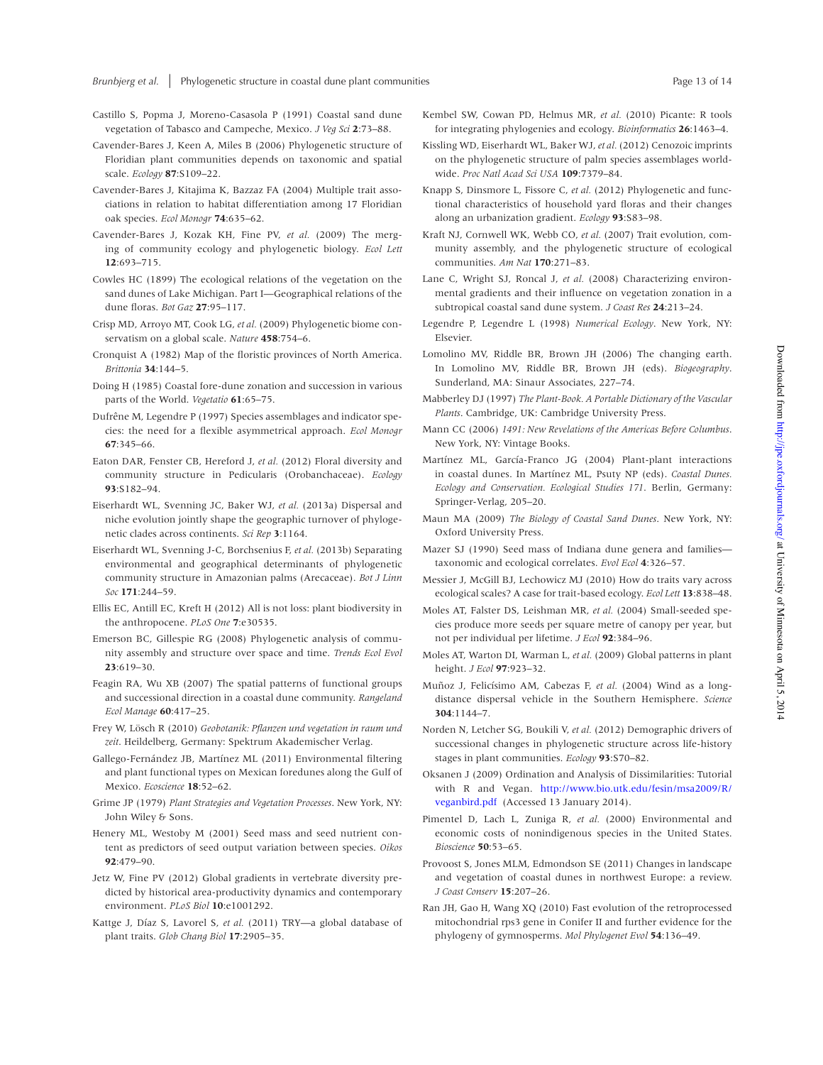Castillo S, Popma J, Moreno-Casasola P (1991) Coastal sand dune vegetation of Tabasco and Campeche, Mexico. *J Veg Sci* **2**:73–88.

Cavender-Bares J, Keen A, Miles B (2006) Phylogenetic structure of Floridian plant communities depends on taxonomic and spatial scale. *Ecology* **87**:S109–22.

Cavender-Bares J, Kitajima K, Bazzaz FA (2004) Multiple trait associations in relation to habitat differentiation among 17 Floridian oak species. *Ecol Monogr* **74**:635–62.

Cavender-Bares J, Kozak KH, Fine PV, *et al.* (2009) The merging of community ecology and phylogenetic biology. *Ecol Lett* **12**:693–715.

Cowles HC (1899) The ecological relations of the vegetation on the sand dunes of Lake Michigan. Part I—Geographical relations of the dune floras. *Bot Gaz* **27**:95–117.

Crisp MD, Arroyo MT, Cook LG, *et al.* (2009) Phylogenetic biome conservatism on a global scale. *Nature* **458**:754–6.

Cronquist A (1982) Map of the floristic provinces of North America. *Brittonia* **34**:144–5.

Doing H (1985) Coastal fore-dune zonation and succession in various parts of the World. *Vegetatio* **61**:65–75.

Dufrêne M, Legendre P (1997) Species assemblages and indicator species: the need for a flexible asymmetrical approach. *Ecol Monogr* **67**:345–66.

Eaton DAR, Fenster CB, Hereford J, *et al.* (2012) Floral diversity and community structure in Pedicularis (Orobanchaceae). *Ecology* **93**:S182–94.

Eiserhardt WL, Svenning JC, Baker WJ, *et al.* (2013a) Dispersal and niche evolution jointly shape the geographic turnover of phylogenetic clades across continents. *Sci Rep* **3**:1164.

Eiserhardt WL, Svenning J-C, Borchsenius F, *et al.* (2013b) Separating environmental and geographical determinants of phylogenetic community structure in Amazonian palms (Arecaceae). *Bot J Linn Soc* **171**:244–59.

Ellis EC, Antill EC, Kreft H (2012) All is not loss: plant biodiversity in the anthropocene. *PLoS One* **7**:e30535.

Emerson BC, Gillespie RG (2008) Phylogenetic analysis of community assembly and structure over space and time. *Trends Ecol Evol* **23**:619–30.

Feagin RA, Wu XB (2007) The spatial patterns of functional groups and successional direction in a coastal dune community. *Rangeland Ecol Manage* **60**:417–25.

Frey W, Lösch R (2010) *Geobotanik: Pflanzen und vegetation in raum und zeit*. Heildelberg, Germany: Spektrum Akademischer Verlag.

Gallego-Fernández JB, Martínez ML (2011) Environmental filtering and plant functional types on Mexican foredunes along the Gulf of Mexico. *Ecoscience* **18**:52–62.

Grime JP (1979) *Plant Strategies and Vegetation Processes*. New York, NY: John Wiley & Sons.

Henery ML, Westoby M (2001) Seed mass and seed nutrient content as predictors of seed output variation between species. *Oikos* **92**:479–90.

Jetz W, Fine PV (2012) Global gradients in vertebrate diversity predicted by historical area-productivity dynamics and contemporary environment. *PLoS Biol* **10**:e1001292.

Kattge J, Díaz S, Lavorel S, *et al.* (2011) TRY—a global database of plant traits. *Glob Chang Biol* **17**:2905–35.

Kembel SW, Cowan PD, Helmus MR, *et al.* (2010) Picante: R tools for integrating phylogenies and ecology. *Bioinformatics* **26**:1463–4.

Kissling WD, Eiserhardt WL, Baker WJ, *et al.* (2012) Cenozoic imprints on the phylogenetic structure of palm species assemblages worldwide. *Proc Natl Acad Sci USA* **109**:7379–84.

Knapp S, Dinsmore L, Fissore C, *et al.* (2012) Phylogenetic and functional characteristics of household yard floras and their changes along an urbanization gradient. *Ecology* **93**:S83–98.

Kraft NJ, Cornwell WK, Webb CO, *et al.* (2007) Trait evolution, community assembly, and the phylogenetic structure of ecological communities. *Am Nat* **170**:271–83.

Lane C, Wright SJ, Roncal J, *et al.* (2008) Characterizing environmental gradients and their influence on vegetation zonation in a subtropical coastal sand dune system. *J Coast Res* **24**:213–24.

Legendre P, Legendre L (1998) *Numerical Ecology*. New York, NY: Elsevier.

Lomolino MV, Riddle BR, Brown JH (2006) The changing earth. In Lomolino MV, Riddle BR, Brown JH (eds). *Biogeography*. Sunderland, MA: Sinaur Associates, 227–74.

Mabberley DJ (1997) *The Plant-Book. A Portable Dictionary of the Vascular Plants*. Cambridge, UK: Cambridge University Press.

Mann CC (2006) *1491: New Revelations of the Americas Before Columbus*. New York, NY: Vintage Books.

Martínez ML, García-Franco JG (2004) Plant-plant interactions in coastal dunes. In Martínez ML, Psuty NP (eds). *Coastal Dunes. Ecology and Conservation. Ecological Studies 171*. Berlin, Germany: Springer-Verlag, 205–20.

Maun MA (2009) *The Biology of Coastal Sand Dunes*. New York, NY: Oxford University Press.

Mazer SJ (1990) Seed mass of Indiana dune genera and families—taxonomic and ecological correlates. *Evol Ecol* **4**:326–57.

Messier J, McGill BJ, Lechowicz MJ (2010) How do traits vary across ecological scales? A case for trait-based ecology. *Ecol Lett* **13**:838–48.

Moles AT, Falster DS, Leishman MR, *et al.* (2004) Small-seeded species produce more seeds per square metre of canopy per year, but not per individual per lifetime. *J Ecol* **92**:384–96.

Moles AT, Warton DI, Warman L, *et al.* (2009) Global patterns in plant height. *J Ecol* **97**:923–32.

Muñoz J, Felicísimo AM, Cabezas F, *et al.* (2004) Wind as a long-distance dispersal vehicle in the Southern Hemisphere. *Science* **304**:1144–7.

Norden N, Letcher SG, Boukili V, *et al.* (2012) Demographic drivers of successional changes in phylogenetic structure across life-history stages in plant communities. *Ecology* **93**:S70–82.

Oksanen J (2009) Ordination and Analysis of Dissimilarities: Tutorial with R and Vegan. http://www.bio.utk.edu/fesin/msa2009/R/veganbird.pdf (Accessed 13 January 2014).

Pimentel D, Lach L, Zuniga R, *et al.* (2000) Environmental and economic costs of nonindigenous species in the United States. *Bioscience* **50**:53–65.

Provoost S, Jones MLM, Edmondson SE (2011) Changes in landscape and vegetation of coastal dunes in northwest Europe: a review. *J Coast Conserv* **15**:207–26.

Ran JH, Gao H, Wang XQ (2010) Fast evolution of the retroprocessed mitochondrial rps3 gene in Conifer II and further evidence for the phylogeny of gymnosperms. *Mol Phylogenet Evol* **54**:136–49.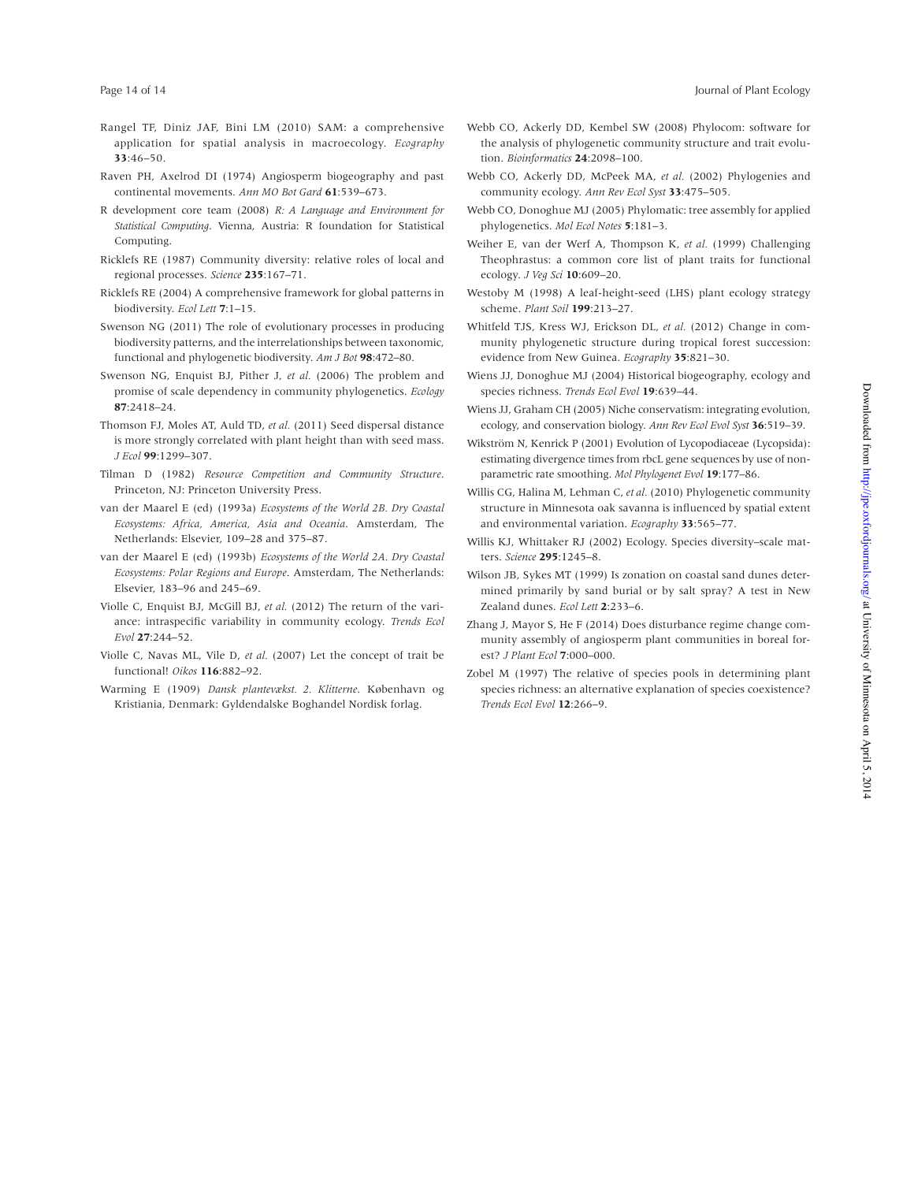Rangel TF, Diniz JAF, Bini LM (2010) SAM: a comprehensive application for spatial analysis in macroecology. *Ecography* **33**:46–50.

Raven PH, Axelrod DI (1974) Angiosperm biogeography and past continental movements. *Ann MO Bot Gard* **61**:539–673.

R development core team (2008) *R: A Language and Environment for Statistical Computing*. Vienna, Austria: R foundation for Statistical Computing.

Ricklefs RE (1987) Community diversity: relative roles of local and regional processes. *Science* **235**:167–71.

Ricklefs RE (2004) A comprehensive framework for global patterns in biodiversity. *Ecol Lett* **7**:1–15.

Swenson NG (2011) The role of evolutionary processes in producing biodiversity patterns, and the interrelationships between taxonomic, functional and phylogenetic biodiversity. *Am J Bot* **98**:472–80.

Swenson NG, Enquist BJ, Pither J, *et al.* (2006) The problem and promise of scale dependency in community phylogenetics. *Ecology* **87**:2418–24.

Thomson FJ, Moles AT, Auld TD, *et al.* (2011) Seed dispersal distance is more strongly correlated with plant height than with seed mass. *J Ecol* **99**:1299–307.

Tilman D (1982) *Resource Competition and Community Structure*. Princeton, NJ: Princeton University Press.

van der Maarel E (ed) (1993a) *Ecosystems of the World 2B. Dry Coastal Ecosystems: Africa, America, Asia and Oceania*. Amsterdam, The Netherlands: Elsevier, 109–28 and 375–87.

van der Maarel E (ed) (1993b) *Ecosystems of the World 2A. Dry Coastal Ecosystems: Polar Regions and Europe*. Amsterdam, The Netherlands: Elsevier, 183–96 and 245–69.

Violle C, Enquist BJ, McGill BJ, *et al.* (2012) The return of the variance: intraspecific variability in community ecology. *Trends Ecol Evol* **27**:244–52.

Violle C, Navas ML, Vile D, *et al.* (2007) Let the concept of trait be functional! *Oikos* **116**:882–92.

Warming E (1909) *Dansk plantevækst. 2. Klitterne*. København og Kristiania, Denmark: Gyldendalske Boghandel Nordisk forlag.

Webb CO, Ackerly DD, Kembel SW (2008) Phylocom: software for the analysis of phylogenetic community structure and trait evolution. *Bioinformatics* **24**:2098–100.

Webb CO, Ackerly DD, McPeek MA, *et al.* (2002) Phylogenies and community ecology. *Ann Rev Ecol Syst* **33**:475–505.

Webb CO, Donoghue MJ (2005) Phylomatic: tree assembly for applied phylogenetics. *Mol Ecol Notes* **5**:181–3.

Weiher E, van der Werf A, Thompson K, *et al.* (1999) Challenging Theophrastus: a common core list of plant traits for functional ecology. *J Veg Sci* **10**:609–20.

Westoby M (1998) A leaf-height-seed (LHS) plant ecology strategy scheme. *Plant Soil* **199**:213–27.

Whitfeld TJS, Kress WJ, Erickson DL, *et al.* (2012) Change in community phylogenetic structure during tropical forest succession: evidence from New Guinea. *Ecography* **35**:821–30.

Wiens JJ, Donoghue MJ (2004) Historical biogeography, ecology and species richness. *Trends Ecol Evol* **19**:639–44.

Wiens JJ, Graham CH (2005) Niche conservatism: integrating evolution, ecology, and conservation biology. *Ann Rev Ecol Evol Syst* **36**:519–39.

Wikström N, Kenrick P (2001) Evolution of Lycopodiaceae (Lycopsida): estimating divergence times from rbcL gene sequences by use of nonparametric rate smoothing. *Mol Phylogenet Evol* **19**:177–86.

Willis CG, Halina M, Lehman C, *et al.* (2010) Phylogenetic community structure in Minnesota oak savanna is influenced by spatial extent and environmental variation. *Ecography* **33**:565–77.

Willis KJ, Whittaker RJ (2002) Ecology. Species diversity–scale matters. *Science* **295**:1245–8.

Wilson JB, Sykes MT (1999) Is zonation on coastal sand dunes determined primarily by sand burial or by salt spray? A test in New Zealand dunes. *Ecol Lett* **2**:233–6.

Zhang J, Mayor S, He F (2014) Does disturbance regime change community assembly of angiosperm plant communities in boreal forest? *J Plant Ecol* **7**:000–000.

Zobel M (1997) The relative of species pools in determining plant species richness: an alternative explanation of species coexistence? *Trends Ecol Evol* **12**:266–9.